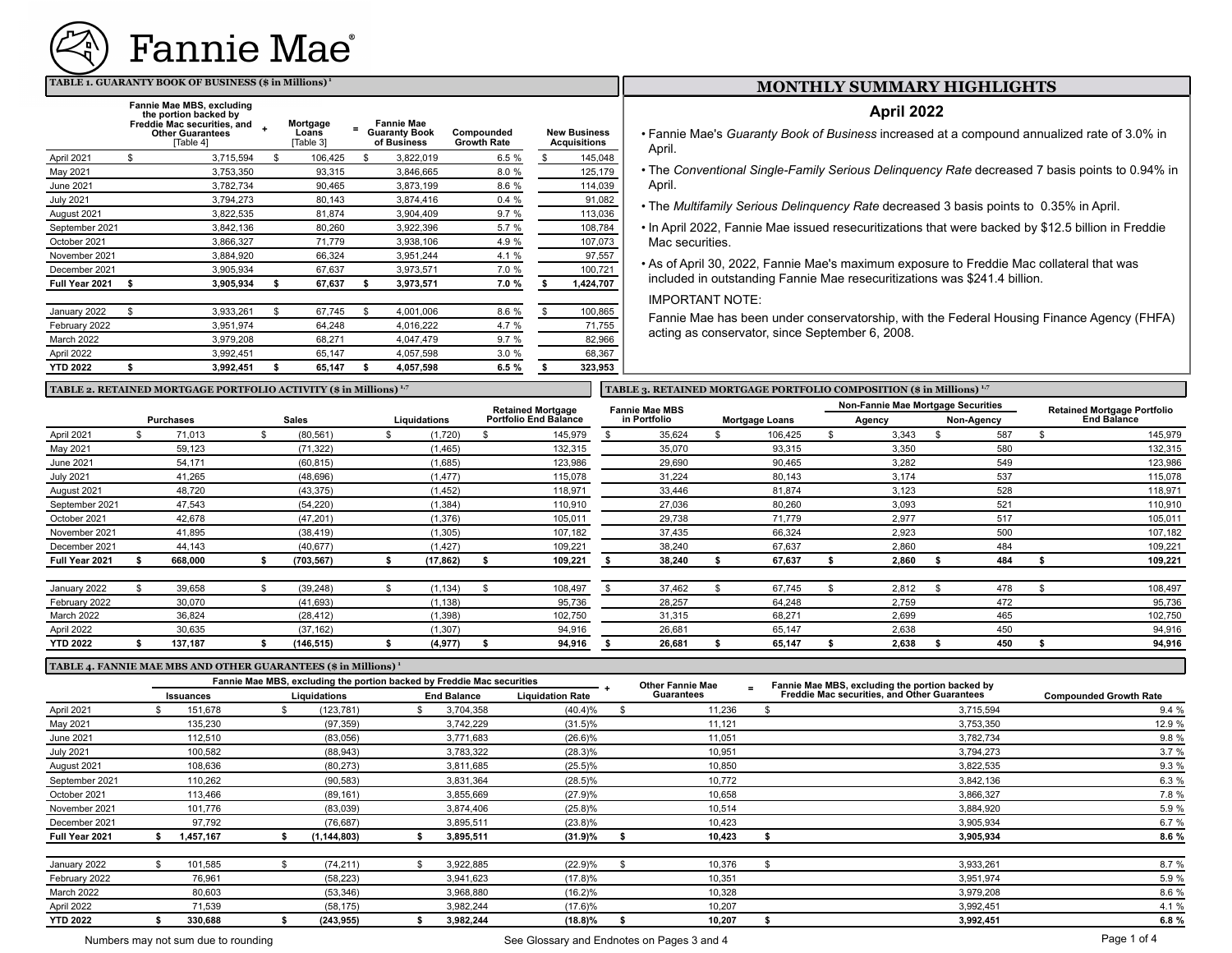# Fannie Mae

## TABLE 1. GUARANTY BOOK OF BUSINESS ($ in Millions)[1]

| | Fannie Mae MBS, excluding the portion backed by Freddie Mac securities, and Other Guarantees [Table 4] | + | Mortgage Loans [Table 3] | = | Fannie Mae Guaranty Book of Business | Compounded Growth Rate | New Business Acquisitions |
|---|---|---|---|---|---|---|---|
| April 2021 | $ 3,715,594 | | $ 106,425 | | $ 3,822,019 | 6.5 % | $ 145,048 |
| May 2021 | 3,753,350 | | 93,315 | | 3,846,665 | 8.0 % | 125,179 |
| June 2021 | 3,782,734 | | 90,465 | | 3,873,199 | 8.6 % | 114,039 |
| July 2021 | 3,794,273 | | 80,143 | | 3,874,416 | 0.4 % | 91,082 |
| August 2021 | 3,822,535 | | 81,874 | | 3,904,409 | 9.7 % | 113,036 |
| September 2021 | 3,842,136 | | 80,260 | | 3,922,396 | 5.7 % | 108,784 |
| October 2021 | 3,866,327 | | 71,779 | | 3,938,106 | 4.9 % | 107,073 |
| November 2021 | 3,884,920 | | 66,324 | | 3,951,244 | 4.1 % | 97,557 |
| December 2021 | 3,905,934 | | 67,637 | | 3,973,571 | 7.0 % | 100,721 |
| **Full Year 2021** | **$ 3,905,934** | | **$ 67,637** | | **$ 3,973,571** | **7.0 %** | **$ 1,424,707** |
| January 2022 | $ 3,933,261 | | $ 67,745 | | $ 4,001,006 | 8.6 % | $ 100,865 |
| February 2022 | 3,951,974 | | 64,248 | | 4,016,222 | 4.7 % | 71,755 |
| March 2022 | 3,979,208 | | 68,271 | | 4,047,479 | 9.7 % | 82,966 |
| April 2022 | 3,992,451 | | 65,147 | | 4,057,598 | 3.0 % | 68,367 |
| **YTD 2022** | **$ 3,992,451** | | **$ 65,147** | | **$ 4,057,598** | **6.5 %** | **$ 323,953** |

## MONTHLY SUMMARY HIGHLIGHTS

### April 2022

- Fannie Mae's *Guaranty Book of Business* increased at a compound annualized rate of 3.0% in April.
- The *Conventional Single-Family Serious Delinquency Rate* decreased 7 basis points to 0.94% in April.
- The *Multifamily Serious Delinquency Rate* decreased 3 basis points to 0.35% in April.
- In April 2022, Fannie Mae issued resecuritizations that were backed by $12.5 billion in Freddie Mac securities.
- As of April 30, 2022, Fannie Mae's maximum exposure to Freddie Mac collateral that was included in outstanding Fannie Mae resecuritizations was $241.4 billion.

IMPORTANT NOTE:

Fannie Mae has been under conservatorship, with the Federal Housing Finance Agency (FHFA) acting as conservator, since September 6, 2008.

## TABLE 2. RETAINED MORTGAGE PORTFOLIO ACTIVITY ($ in Millions)[1,7]

| | Purchases | Sales | Liquidations | Retained Mortgage Portfolio End Balance |
|---|---|---|---|---|
| April 2021 | $ 71,013 | $ (80,561) | $ (1,720) | $ 145,979 |
| May 2021 | 59,123 | (71,322) | (1,465) | 132,315 |
| June 2021 | 54,171 | (60,815) | (1,685) | 123,986 |
| July 2021 | 41,265 | (48,696) | (1,477) | 115,078 |
| August 2021 | 48,720 | (43,375) | (1,452) | 118,971 |
| September 2021 | 47,543 | (54,220) | (1,384) | 110,910 |
| October 2021 | 42,678 | (47,201) | (1,376) | 105,011 |
| November 2021 | 41,895 | (38,419) | (1,305) | 107,182 |
| December 2021 | 44,143 | (40,677) | (1,427) | 109,221 |
| **Full Year 2021** | **$ 668,000** | **$ (703,567)** | **$ (17,862)** | **$ 109,221** |
| January 2022 | $ 39,658 | $ (39,248) | $ (1,134) | $ 108,497 |
| February 2022 | 30,070 | (41,693) | (1,138) | 95,736 |
| March 2022 | 36,824 | (28,412) | (1,398) | 102,750 |
| April 2022 | 30,635 | (37,162) | (1,307) | 94,916 |
| **YTD 2022** | **$ 137,187** | **$ (146,515)** | **$ (4,977)** | **$ 94,916** |

## TABLE 3. RETAINED MORTGAGE PORTFOLIO COMPOSITION ($ in Millions)[1,7]

| | Fannie Mae MBS in Portfolio | Mortgage Loans | Non-Fannie Mae Mortgage Securities | | Retained Mortgage Portfolio End Balance |
|---|---|---|---|---|---|
| | | | Agency | Non-Agency | |
| April 2021 | $ 35,624 | $ 106,425 | $ 3,343 | $ 587 | $ 145,979 |
| May 2021 | 35,070 | 93,315 | 3,350 | 580 | 132,315 |
| June 2021 | 29,690 | 90,465 | 3,282 | 549 | 123,986 |
| July 2021 | 31,224 | 80,143 | 3,174 | 537 | 115,078 |
| August 2021 | 33,446 | 81,874 | 3,123 | 528 | 118,971 |
| September 2021 | 27,036 | 80,260 | 3,093 | 521 | 110,910 |
| October 2021 | 29,738 | 71,779 | 2,977 | 517 | 105,011 |
| November 2021 | 37,435 | 66,324 | 2,923 | 500 | 107,182 |
| December 2021 | 38,240 | 67,637 | 2,860 | 484 | 109,221 |
| **Full Year 2021** | **$ 38,240** | **$ 67,637** | **$ 2,860** | **$ 484** | **$ 109,221** |
| January 2022 | $ 37,462 | $ 67,745 | $ 2,812 | $ 478 | $ 108,497 |
| February 2022 | 28,257 | 64,248 | 2,759 | 472 | 95,736 |
| March 2022 | 31,315 | 68,271 | 2,699 | 465 | 102,750 |
| April 2022 | 26,681 | 65,147 | 2,638 | 450 | 94,916 |
| **YTD 2022** | **$ 26,681** | **$ 65,147** | **$ 2,638** | **$ 450** | **$ 94,916** |

## TABLE 4. FANNIE MAE MBS AND OTHER GUARANTEES ($ in Millions)[1]

| | Fannie Mae MBS, excluding the portion backed by Freddie Mac securities | | | | + | Other Fannie Mae Guarantees | = | Fannie Mae MBS, excluding the portion backed by Freddie Mac securities, and Other Guarantees | Compounded Growth Rate |
|---|---|---|---|---|---|---|---|---|---|
| | Issuances | Liquidations | End Balance | Liquidation Rate | | | | | |
| April 2021 | $ 151,678 | $ (123,781) | $ 3,704,358 | (40.4)% | | $ 11,236 | | $ 3,715,594 | 9.4 % |
| May 2021 | 135,230 | (97,359) | 3,742,229 | (31.5)% | | 11,121 | | 3,753,350 | 12.9 % |
| June 2021 | 112,510 | (83,056) | 3,771,683 | (26.6)% | | 11,051 | | 3,782,734 | 9.8 % |
| July 2021 | 100,582 | (88,943) | 3,783,322 | (28.3)% | | 10,951 | | 3,794,273 | 3.7 % |
| August 2021 | 108,636 | (80,273) | 3,811,685 | (25.5)% | | 10,850 | | 3,822,535 | 9.3 % |
| September 2021 | 110,262 | (90,583) | 3,831,364 | (28.5)% | | 10,772 | | 3,842,136 | 6.3 % |
| October 2021 | 113,466 | (89,161) | 3,855,669 | (27.9)% | | 10,658 | | 3,866,327 | 7.8 % |
| November 2021 | 101,776 | (83,039) | 3,874,406 | (25.8)% | | 10,514 | | 3,884,920 | 5.9 % |
| December 2021 | 97,792 | (76,687) | 3,895,511 | (23.8)% | | 10,423 | | 3,905,934 | 6.7 % |
| **Full Year 2021** | **$ 1,457,167** | **$ (1,144,803)** | **$ 3,895,511** | **(31.9)%** | | **$ 10,423** | | **$ 3,905,934** | **8.6 %** |
| January 2022 | $ 101,585 | $ (74,211) | $ 3,922,885 | (22.9)% | | $ 10,376 | | $ 3,933,261 | 8.7 % |
| February 2022 | 76,961 | (58,223) | 3,941,623 | (17.8)% | | 10,351 | | 3,951,974 | 5.9 % |
| March 2022 | 80,603 | (53,346) | 3,968,880 | (16.2)% | | 10,328 | | 3,979,208 | 8.6 % |
| April 2022 | 71,539 | (58,175) | 3,982,244 | (17.6)% | | 10,207 | | 3,992,451 | 4.1 % |
| **YTD 2022** | **$ 330,688** | **$ (243,955)** | **$ 3,982,244** | **(18.8)%** | | **$ 10,207** | | **$ 3,992,451** | **6.8 %** |

Numbers may not sum due to rounding

See Glossary and Endnotes on Pages 3 and 4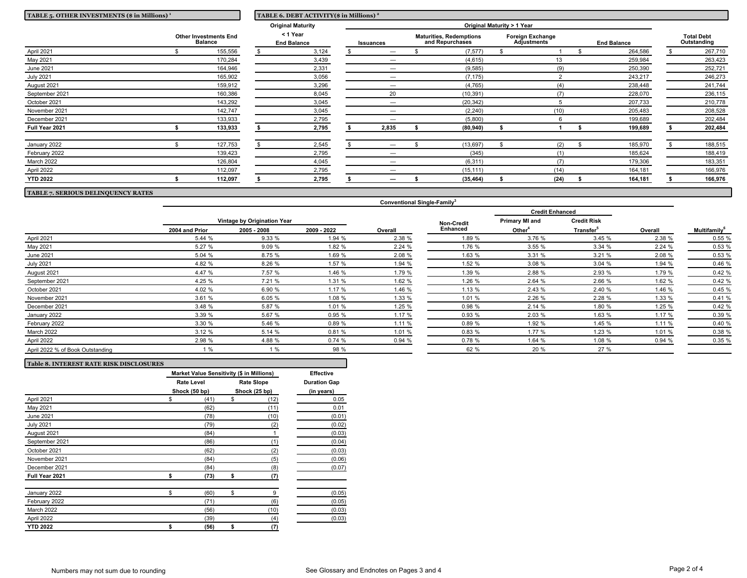## TABLE 5. OTHER INVESTMENTS ($ in Millions) [1]

| | Other Investments End Balance |
|---|---|
| April 2021 | $ 155,556 |
| May 2021 | 170,284 |
| June 2021 | 164,946 |
| July 2021 | 165,902 |
| August 2021 | 159,912 |
| September 2021 | 160,386 |
| October 2021 | 143,292 |
| November 2021 | 142,747 |
| December 2021 | 133,933 |
| **Full Year 2021** | **$ 133,933** |
| | |
| January 2022 | $ 127,753 |
| February 2022 | 139,423 |
| March 2022 | 126,804 |
| April 2022 | 112,097 |
| **YTD 2022** | **$ 112,097** |

## TABLE 6. DEBT ACTIVITY($ in Millions) [2]

| | Original Maturity < 1 Year | Original Maturity > 1 Year | | | | |
|---|---|---|---|---|---|---|
| | End Balance | Issuances | Maturities, Redemptions and Repurchases | Foreign Exchange Adjustments | End Balance | Total Debt Outstanding |
| April 2021 | $ 3,124 | $ — | $ (7,577) | $ 1 | $ 264,586 | $ 267,710 |
| May 2021 | 3,439 | — | (4,615) | 13 | 259,984 | 263,423 |
| June 2021 | 2,331 | — | (9,585) | (9) | 250,390 | 252,721 |
| July 2021 | 3,056 | — | (7,175) | 2 | 243,217 | 246,273 |
| August 2021 | 3,296 | — | (4,765) | (4) | 238,448 | 241,744 |
| September 2021 | 8,045 | 20 | (10,391) | (7) | 228,070 | 236,115 |
| October 2021 | 3,045 | — | (20,342) | 5 | 207,733 | 210,778 |
| November 2021 | 3,045 | — | (2,240) | (10) | 205,483 | 208,528 |
| December 2021 | 2,795 | — | (5,800) | 6 | 199,689 | 202,484 |
| **Full Year 2021** | **$ 2,795** | **$ 2,835** | **$ (80,940)** | **$ 1** | **$ 199,689** | **$ 202,484** |
| | | | | | | |
| January 2022 | $ 2,545 | $ — | $ (13,697) | $ (2) | $ 185,970 | $ 188,515 |
| February 2022 | 2,795 | — | (345) | (1) | 185,624 | 188,419 |
| March 2022 | 4,045 | — | (6,311) | (7) | 179,306 | 183,351 |
| April 2022 | 2,795 | — | (15,111) | (14) | 164,181 | 166,976 |
| **YTD 2022** | **$ 2,795** | **$ —** | **$ (35,464)** | **$ (24)** | **$ 164,181** | **$ 166,976** |

## TABLE 7. SERIOUS DELINQUENCY RATES

| | Conventional Single-Family[3] | | | | | | | | |
|---|---|---|---|---|---|---|---|---|---|
| | Vintage by Origination Year | | | | | Credit Enhanced | | | |
| | 2004 and Prior | 2005 - 2008 | 2009 - 2022 | Overall | Non-Credit Enhanced | Primary MI and Other[4] | Credit Risk Transfer[5] | Overall | Multifamily[6] |
| April 2021 | 5.44 % | 9.33 % | 1.94 % | 2.38 % | 1.89 % | 3.76 % | 3.45 % | 2.38 % | 0.55 % |
| May 2021 | 5.27 % | 9.09 % | 1.82 % | 2.24 % | 1.76 % | 3.55 % | 3.34 % | 2.24 % | 0.53 % |
| June 2021 | 5.04 % | 8.75 % | 1.69 % | 2.08 % | 1.63 % | 3.31 % | 3.21 % | 2.08 % | 0.53 % |
| July 2021 | 4.82 % | 8.26 % | 1.57 % | 1.94 % | 1.52 % | 3.08 % | 3.04 % | 1.94 % | 0.46 % |
| August 2021 | 4.47 % | 7.57 % | 1.46 % | 1.79 % | 1.39 % | 2.88 % | 2.93 % | 1.79 % | 0.42 % |
| September 2021 | 4.25 % | 7.21 % | 1.31 % | 1.62 % | 1.26 % | 2.64 % | 2.66 % | 1.62 % | 0.42 % |
| October 2021 | 4.02 % | 6.90 % | 1.17 % | 1.46 % | 1.13 % | 2.43 % | 2.40 % | 1.46 % | 0.45 % |
| November 2021 | 3.61 % | 6.05 % | 1.08 % | 1.33 % | 1.01 % | 2.26 % | 2.28 % | 1.33 % | 0.41 % |
| December 2021 | 3.48 % | 5.87 % | 1.01 % | 1.25 % | 0.98 % | 2.14 % | 1.80 % | 1.25 % | 0.42 % |
| January 2022 | 3.39 % | 5.67 % | 0.95 % | 1.17 % | 0.93 % | 2.03 % | 1.63 % | 1.17 % | 0.39 % |
| February 2022 | 3.30 % | 5.46 % | 0.89 % | 1.11 % | 0.89 % | 1.92 % | 1.45 % | 1.11 % | 0.40 % |
| March 2022 | 3.12 % | 5.14 % | 0.81 % | 1.01 % | 0.83 % | 1.77 % | 1.23 % | 1.01 % | 0.38 % |
| April 2022 | 2.98 % | 4.88 % | 0.74 % | 0.94 % | 0.78 % | 1.64 % | 1.08 % | 0.94 % | 0.35 % |
| April 2022 % of Book Outstanding | 1 % | 1 % | 98 % | | 62 % | 20 % | 27 % | | |

## Table 8. INTEREST RATE RISK DISCLOSURES

| | Market Value Sensitivity ($ in Millions) | | |
|---|---|---|---|
| | Rate Level Shock (50 bp) | Rate Slope Shock (25 bp) | Effective Duration Gap (in years) |
| April 2021 | $ (41) | $ (12) | 0.05 |
| May 2021 | (62) | (11) | 0.01 |
| June 2021 | (78) | (10) | (0.01) |
| July 2021 | (79) | (2) | (0.02) |
| August 2021 | (84) | 1 | (0.03) |
| September 2021 | (86) | (1) | (0.04) |
| October 2021 | (62) | (2) | (0.03) |
| November 2021 | (84) | (5) | (0.06) |
| December 2021 | (84) | (8) | (0.07) |
| **Full Year 2021** | **$ (73)** | **$ (7)** | |
| | | | |
| January 2022 | $ (60) | $ 9 | (0.05) |
| February 2022 | (71) | (6) | (0.05) |
| March 2022 | (56) | (10) | (0.03) |
| April 2022 | (39) | (4) | (0.03) |
| **YTD 2022** | **$ (56)** | **$ (7)** | |

Numbers may not sum due to rounding

See Glossary and Endnotes on Pages 3 and 4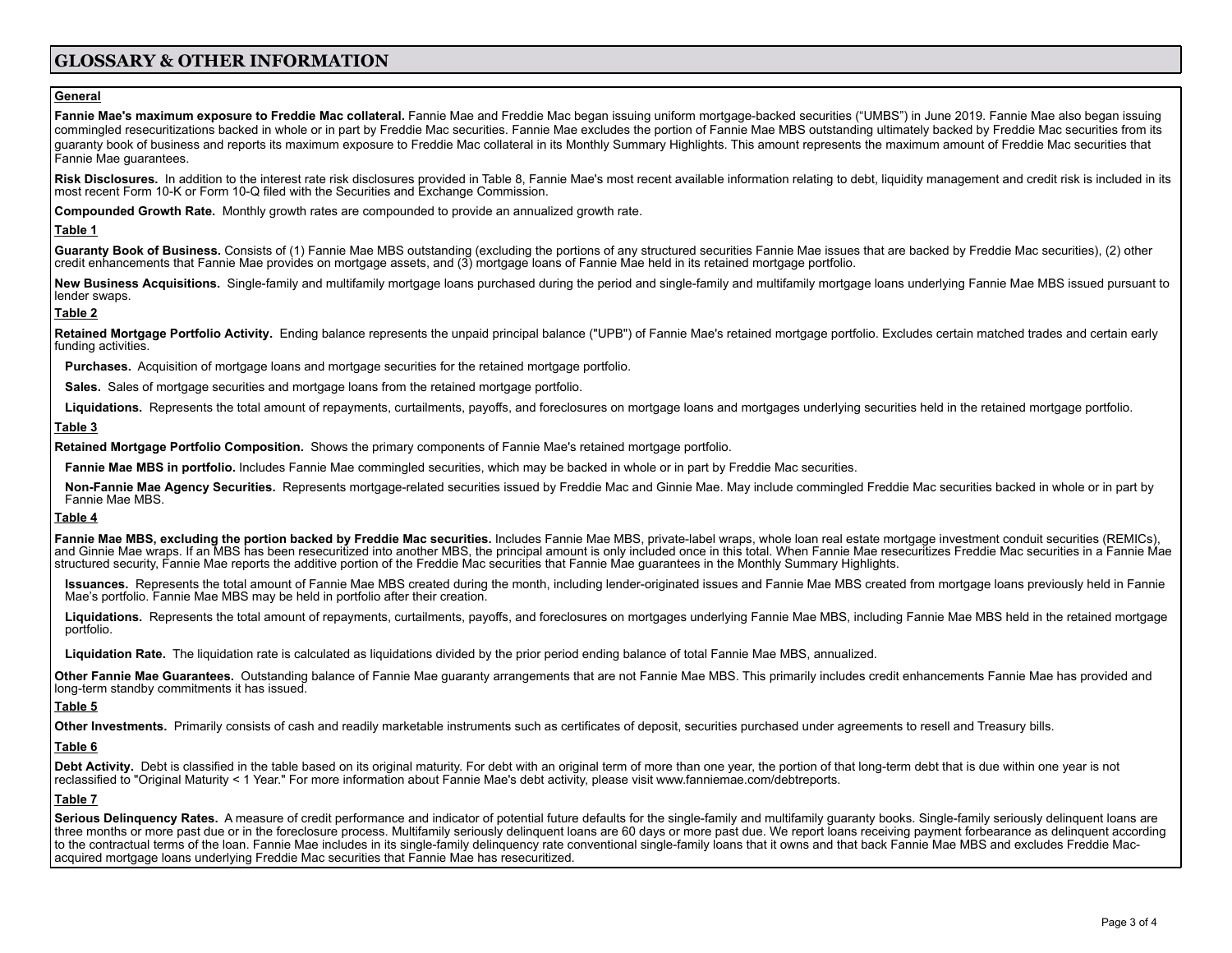# GLOSSARY & OTHER INFORMATION

## General

**Fannie Mae's maximum exposure to Freddie Mac collateral.** Fannie Mae and Freddie Mac began issuing uniform mortgage-backed securities ("UMBS") in June 2019. Fannie Mae also began issuing commingled resecuritizations backed in whole or in part by Freddie Mac securities. Fannie Mae excludes the portion of Fannie Mae MBS outstanding ultimately backed by Freddie Mac securities from its guaranty book of business and reports its maximum exposure to Freddie Mac collateral in its Monthly Summary Highlights. This amount represents the maximum amount of Freddie Mac securities that Fannie Mae guarantees.

**Risk Disclosures.** In addition to the interest rate risk disclosures provided in Table 8, Fannie Mae's most recent available information relating to debt, liquidity management and credit risk is included in its most recent Form 10-K or Form 10-Q filed with the Securities and Exchange Commission.

**Compounded Growth Rate.** Monthly growth rates are compounded to provide an annualized growth rate.

## Table 1

**Guaranty Book of Business.** Consists of (1) Fannie Mae MBS outstanding (excluding the portions of any structured securities Fannie Mae issues that are backed by Freddie Mac securities), (2) other credit enhancements that Fannie Mae provides on mortgage assets, and (3) mortgage loans of Fannie Mae held in its retained mortgage portfolio.

**New Business Acquisitions.** Single-family and multifamily mortgage loans purchased during the period and single-family and multifamily mortgage loans underlying Fannie Mae MBS issued pursuant to lender swaps.

## Table 2

**Retained Mortgage Portfolio Activity.** Ending balance represents the unpaid principal balance ("UPB") of Fannie Mae's retained mortgage portfolio. Excludes certain matched trades and certain early funding activities.

**Purchases.** Acquisition of mortgage loans and mortgage securities for the retained mortgage portfolio.

**Sales.** Sales of mortgage securities and mortgage loans from the retained mortgage portfolio.

**Liquidations.** Represents the total amount of repayments, curtailments, payoffs, and foreclosures on mortgage loans and mortgages underlying securities held in the retained mortgage portfolio.

## Table 3

**Retained Mortgage Portfolio Composition.** Shows the primary components of Fannie Mae's retained mortgage portfolio.

**Fannie Mae MBS in portfolio.** Includes Fannie Mae commingled securities, which may be backed in whole or in part by Freddie Mac securities.

**Non-Fannie Mae Agency Securities.** Represents mortgage-related securities issued by Freddie Mac and Ginnie Mae. May include commingled Freddie Mac securities backed in whole or in part by Fannie Mae MBS.

## Table 4

**Fannie Mae MBS, excluding the portion backed by Freddie Mac securities.** Includes Fannie Mae MBS, private-label wraps, whole loan real estate mortgage investment conduit securities (REMICs), and Ginnie Mae wraps. If an MBS has been resecuritized into another MBS, the principal amount is only included once in this total. When Fannie Mae resecuritizes Freddie Mac securities in a Fannie Mae structured security, Fannie Mae reports the additive portion of the Freddie Mac securities that Fannie Mae guarantees in the Monthly Summary Highlights.

**Issuances.** Represents the total amount of Fannie Mae MBS created during the month, including lender-originated issues and Fannie Mae MBS created from mortgage loans previously held in Fannie Mae's portfolio. Fannie Mae MBS may be held in portfolio after their creation.

**Liquidations.** Represents the total amount of repayments, curtailments, payoffs, and foreclosures on mortgages underlying Fannie Mae MBS, including Fannie Mae MBS held in the retained mortgage portfolio.

**Liquidation Rate.** The liquidation rate is calculated as liquidations divided by the prior period ending balance of total Fannie Mae MBS, annualized.

**Other Fannie Mae Guarantees.** Outstanding balance of Fannie Mae guaranty arrangements that are not Fannie Mae MBS. This primarily includes credit enhancements Fannie Mae has provided and long-term standby commitments it has issued.

## Table 5

**Other Investments.** Primarily consists of cash and readily marketable instruments such as certificates of deposit, securities purchased under agreements to resell and Treasury bills.

## Table 6

**Debt Activity.** Debt is classified in the table based on its original maturity. For debt with an original term of more than one year, the portion of that long-term debt that is due within one year is not reclassified to "Original Maturity < 1 Year." For more information about Fannie Mae's debt activity, please visit www.fanniemae.com/debtreports.

## Table 7

**Serious Delinquency Rates.** A measure of credit performance and indicator of potential future defaults for the single-family and multifamily guaranty books. Single-family seriously delinquent loans are three months or more past due or in the foreclosure process. Multifamily seriously delinquent loans are 60 days or more past due. We report loans receiving payment forbearance as delinquent according to the contractual terms of the loan. Fannie Mae includes in its single-family delinquency rate conventional single-family loans that it owns and that back Fannie Mae MBS and excludes Freddie Mac-acquired mortgage loans underlying Freddie Mac securities that Fannie Mae has resecuritized.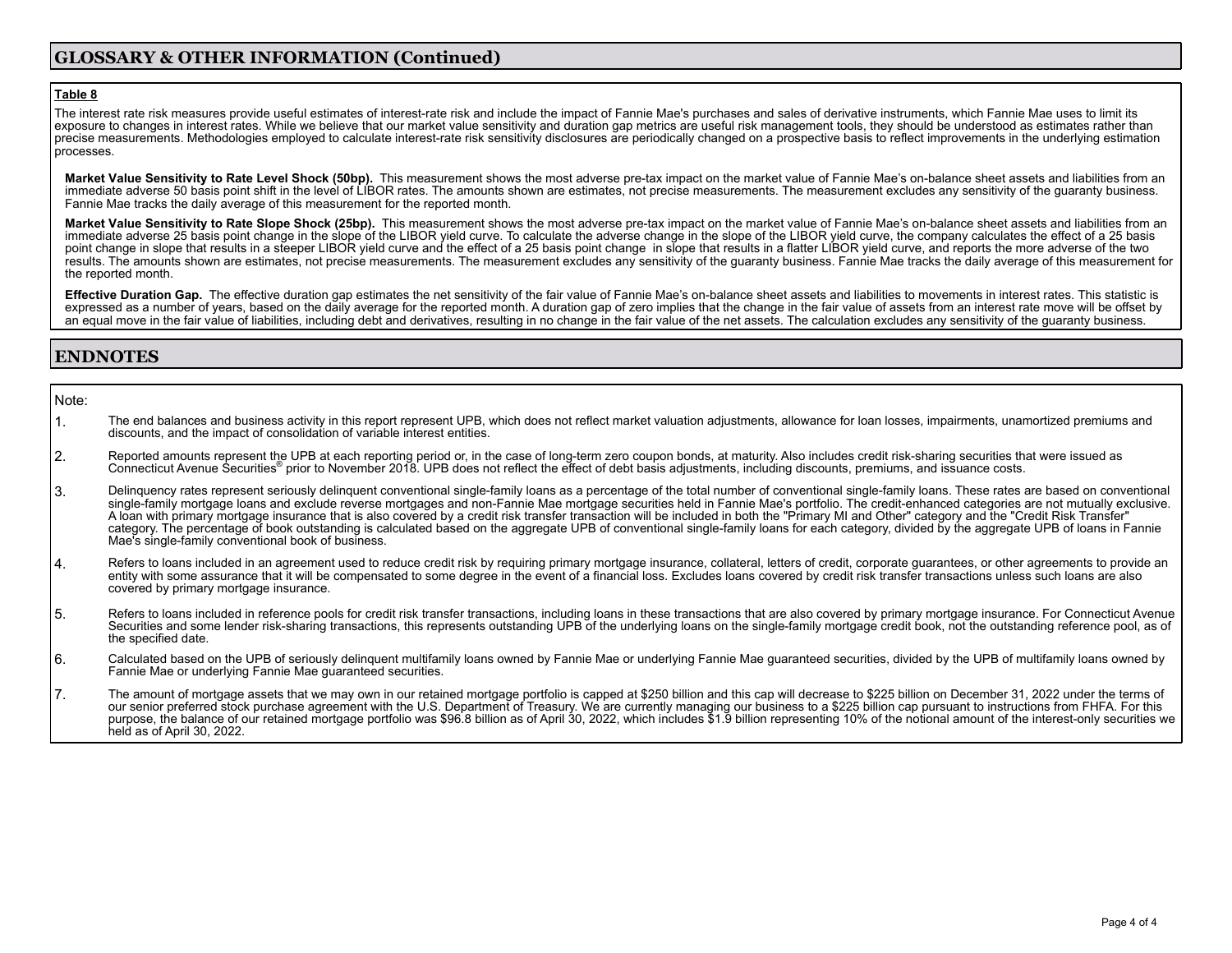## GLOSSARY & OTHER INFORMATION (Continued)

**Table 8**

The interest rate risk measures provide useful estimates of interest-rate risk and include the impact of Fannie Mae's purchases and sales of derivative instruments, which Fannie Mae uses to limit its exposure to changes in interest rates. While we believe that our market value sensitivity and duration gap metrics are useful risk management tools, they should be understood as estimates rather than precise measurements. Methodologies employed to calculate interest-rate risk sensitivity disclosures are periodically changed on a prospective basis to reflect improvements in the underlying estimation processes.

**Market Value Sensitivity to Rate Level Shock (50bp).** This measurement shows the most adverse pre-tax impact on the market value of Fannie Mae's on-balance sheet assets and liabilities from an immediate adverse 50 basis point shift in the level of LIBOR rates. The amounts shown are estimates, not precise measurements. The measurement excludes any sensitivity of the guaranty business. Fannie Mae tracks the daily average of this measurement for the reported month.

**Market Value Sensitivity to Rate Slope Shock (25bp).** This measurement shows the most adverse pre-tax impact on the market value of Fannie Mae's on-balance sheet assets and liabilities from an immediate adverse 25 basis point change in the slope of the LIBOR yield curve. To calculate the adverse change in the slope of the LIBOR yield curve, the company calculates the effect of a 25 basis point change in slope that results in a steeper LIBOR yield curve and the effect of a 25 basis point change in slope that results in a flatter LIBOR yield curve, and reports the more adverse of the two results. The amounts shown are estimates, not precise measurements. The measurement excludes any sensitivity of the guaranty business. Fannie Mae tracks the daily average of this measurement for the reported month.

**Effective Duration Gap.** The effective duration gap estimates the net sensitivity of the fair value of Fannie Mae's on-balance sheet assets and liabilities to movements in interest rates. This statistic is expressed as a number of years, based on the daily average for the reported month. A duration gap of zero implies that the change in the fair value of assets from an interest rate move will be offset by an equal move in the fair value of liabilities, including debt and derivatives, resulting in no change in the fair value of the net assets. The calculation excludes any sensitivity of the guaranty business.

## ENDNOTES

Note:

1. The end balances and business activity in this report represent UPB, which does not reflect market valuation adjustments, allowance for loan losses, impairments, unamortized premiums and discounts, and the impact of consolidation of variable interest entities.
2. Reported amounts represent the UPB at each reporting period or, in the case of long-term zero coupon bonds, at maturity. Also includes credit risk-sharing securities that were issued as Connecticut Avenue Securities® prior to November 2018. UPB does not reflect the effect of debt basis adjustments, including discounts, premiums, and issuance costs.
3. Delinquency rates represent seriously delinquent conventional single-family loans as a percentage of the total number of conventional single-family loans. These rates are based on conventional single-family mortgage loans and exclude reverse mortgages and non-Fannie Mae mortgage securities held in Fannie Mae's portfolio. The credit-enhanced categories are not mutually exclusive. A loan with primary mortgage insurance that is also covered by a credit risk transfer transaction will be included in both the "Primary MI and Other" category and the "Credit Risk Transfer" category. The percentage of book outstanding is calculated based on the aggregate UPB of conventional single-family loans for each category, divided by the aggregate UPB of loans in Fannie Mae's single-family conventional book of business.
4. Refers to loans included in an agreement used to reduce credit risk by requiring primary mortgage insurance, collateral, letters of credit, corporate guarantees, or other agreements to provide an entity with some assurance that it will be compensated to some degree in the event of a financial loss. Excludes loans covered by credit risk transfer transactions unless such loans are also covered by primary mortgage insurance.
5. Refers to loans included in reference pools for credit risk transfer transactions, including loans in these transactions that are also covered by primary mortgage insurance. For Connecticut Avenue Securities and some lender risk-sharing transactions, this represents outstanding UPB of the underlying loans on the single-family mortgage credit book, not the outstanding reference pool, as of the specified date.
6. Calculated based on the UPB of seriously delinquent multifamily loans owned by Fannie Mae or underlying Fannie Mae guaranteed securities, divided by the UPB of multifamily loans owned by Fannie Mae or underlying Fannie Mae guaranteed securities.
7. The amount of mortgage assets that we may own in our retained mortgage portfolio is capped at $250 billion and this cap will decrease to $225 billion on December 31, 2022 under the terms of our senior preferred stock purchase agreement with the U.S. Department of Treasury. We are currently managing our business to a $225 billion cap pursuant to instructions from FHFA. For this purpose, the balance of our retained mortgage portfolio was $96.8 billion as of April 30, 2022, which includes $1.9 billion representing 10% of the notional amount of the interest-only securities we held as of April 30, 2022.